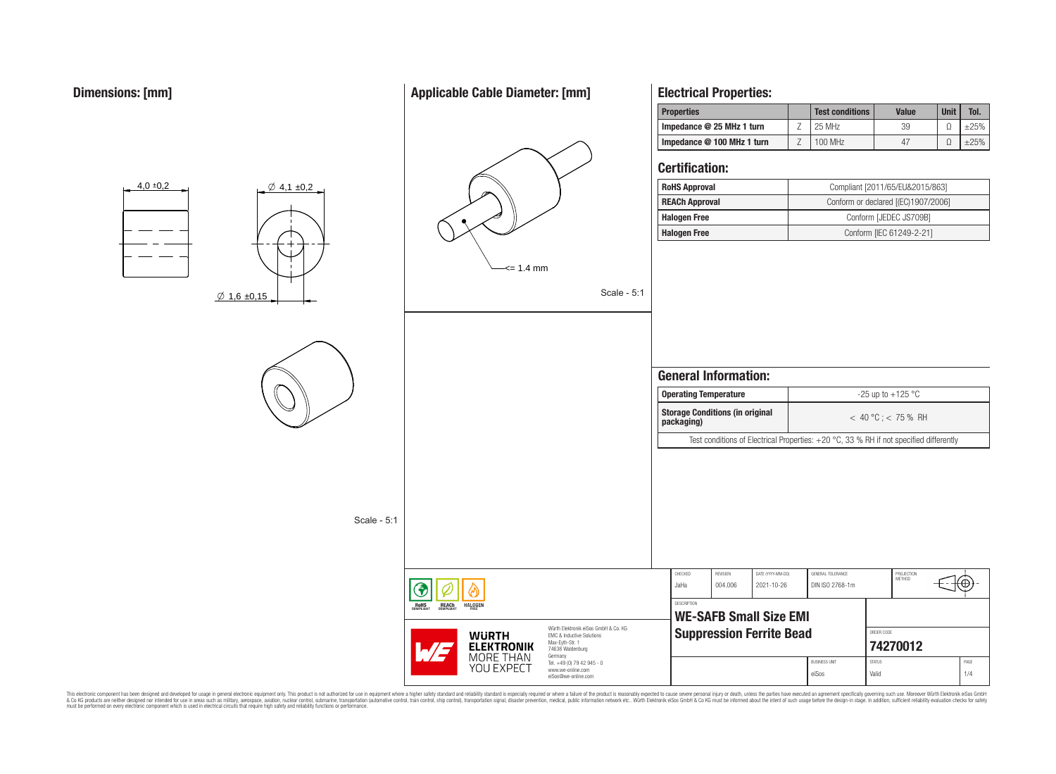## Dimensions: [mm]

4,0 ±0,2

∅ 4,1 ±0,2

∅ 1,6 ±0,15

Scale - 5:1

## Applicable Cable Diameter: [mm]

<= 1.4 mm

Scale - 5:1

## Electrical Properties:

| Properties | | Test conditions | Value | Unit | Tol. |
|---|---|---|---|---|---|
| Impedance @ 25 MHz 1 turn | Z | 25 MHz | 39 | Ω | ±25% |
| Impedance @ 100 MHz 1 turn | Z | 100 MHz | 47 | Ω | ±25% |

## Certification:

| | |
|---|---|
| RoHS Approval | Compliant [2011/65/EU&2015/863] |
| REACh Approval | Conform or declared [(EC)1907/2006] |
| Halogen Free | Conform [JEDEC JS709B] |
| Halogen Free | Conform [IEC 61249-2-21] |

## General Information:

| | |
|---|---|
| Operating Temperature | -25 up to +125 °C |
| Storage Conditions (in original packaging) | < 40 °C ; < 75 % RH |

Test conditions of Electrical Properties: +20 °C, 33 % RH if not specified differently

| CHECKED | REVISION | DATE (YYYY-MM-DD) | GENERAL TOLERANCE | PROJECTION METHOD |
|---|---|---|---|---|
| JaHa | 004.006 | 2021-10-26 | DIN ISO 2768-1m | |

DESCRIPTION

**WE-SAFB Small Size EMI Suppression Ferrite Bead**

ORDER CODE: **74270012**

BUSINESS UNIT: eiSos | STATUS: Valid | PAGE: 1/4

RoHS COMPLIANT | REACh COMPLIANT | HALOGEN FREE

WÜRTH ELEKTRONIK MORE THAN YOU EXPECT

Würth Elektronik eiSos GmbH & Co. KG
EMC & Inductive Solutions
Max-Eyth-Str. 1
74638 Waldenburg
Germany
Tel. +49 (0) 79 42 945 - 0
www.we-online.com
eiSos@we-online.com

This electronic component has been designed and developed for usage in general electronic equipment only. This product is not authorized for use in equipment where a higher safety standard and reliability standard is especially required or where a failure of the product is reasonably expected to cause severe personal injury or death, unless the parties have executed an agreement specifically governing such use. Moreover Würth Elektronik eiSos GmbH & Co KG products are neither designed nor intended for use in areas such as military, aerospace, aviation, nuclear control, submarine, transportation (automotive control, train control, ship control), transportation signal, disaster prevention, medical, public information network etc.. Würth Elektronik eiSos GmbH & Co KG must be informed about the intent of such usage before the design-in stage. In addition, sufficient reliability evaluation checks for safety must be performed on every electronic component which is used in electrical circuits that require high safety and reliability functions or performance.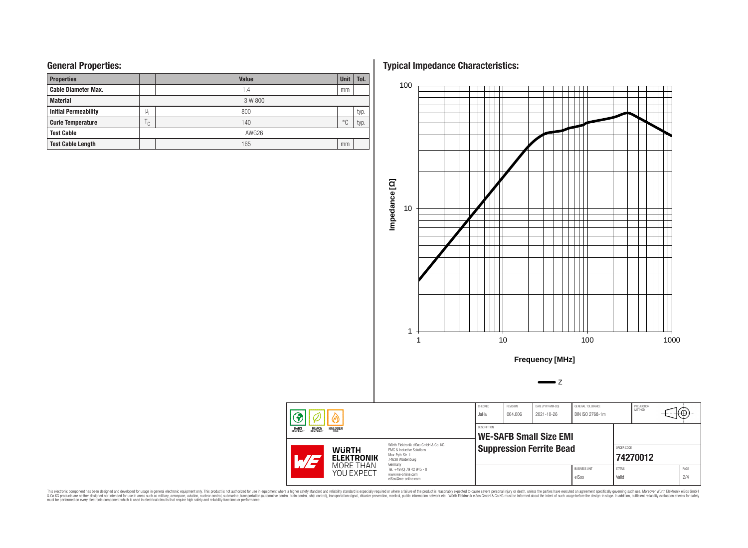## General Properties:

| Properties | | Value | Unit | Tol. |
|---|---|---|---|---|
| Cable Diameter Max. | | 1.4 | mm | |
| Material | | 3 W 800 | | |
| Initial Permeability | $\mu_i$ | 800 | | typ. |
| Curie Temperature | $T_C$ | 140 | °C | typ. |
| Test Cable | | AWG26 | | |
| Test Cable Length | | 165 | mm | |

## Typical Impedance Characteristics:

Impedance [Ω]

Frequency [MHz]

Z

| CHECKED | REVISION | DATE (YYYY-MM-DD) | GENERAL TOLERANCE | PROJECTION METHOD |
|---|---|---|---|---|
| JaHa | 004.006 | 2021-10-26 | DIN ISO 2768-1m | |

DESCRIPTION

**WE-SAFB Small Size EMI Suppression Ferrite Bead**

ORDER CODE: **74270012**

BUSINESS UNIT: eiSos | STATUS: Valid | PAGE: 2/4

Würth Elektronik eiSos GmbH & Co. KG
EMC & Inductive Solutions
Max-Eyth-Str. 1
74638 Waldenburg
Germany
Tel. +49 (0) 79 42 945 - 0
www.we-online.com
eiSos@we-online.com

This electronic component has been designed and developed for usage in general electronic equipment only. This product is not authorized for use in equipment where a higher safety standard and reliability standard is especially required or where a failure of the product is reasonably expected to cause severe personal injury or death, unless the parties have executed an agreement specifically governing such use. Moreover Würth Elektronik eiSos GmbH & Co KG products are neither designed nor intended for use in areas such as military, aerospace, aviation, nuclear control, submarine, transportation (automotive control, train control, ship control), transportation signal, disaster prevention, medical, public information network etc.. Würth Elektronik eiSos GmbH & Co KG must be informed about the intent of such usage before the design-in stage. In addition, sufficient reliability evaluation checks for safety must be performed on every electronic component which is used in electrical circuits that require high safety and reliability functions or performance.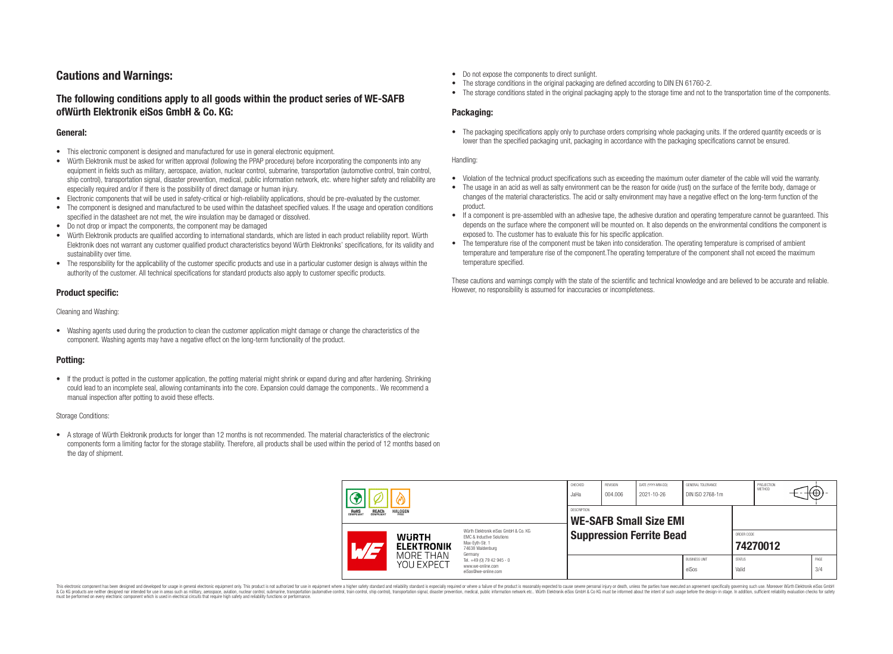## Cautions and Warnings:

### The following conditions apply to all goods within the product series of WE-SAFB ofWürth Elektronik eiSos GmbH & Co. KG:

#### General:

- This electronic component is designed and manufactured for use in general electronic equipment.
- Würth Elektronik must be asked for written approval (following the PPAP procedure) before incorporating the components into any equipment in fields such as military, aerospace, aviation, nuclear control, submarine, transportation (automotive control, train control, ship control), transportation signal, disaster prevention, medical, public information network, etc. where higher safety and reliability are especially required and/or if there is the possibility of direct damage or human injury.
- Electronic components that will be used in safety-critical or high-reliability applications, should be pre-evaluated by the customer.
- The component is designed and manufactured to be used within the datasheet specified values. If the usage and operation conditions specified in the datasheet are not met, the wire insulation may be damaged or dissolved.
- Do not drop or impact the components, the component may be damaged
- Würth Elektronik products are qualified according to international standards, which are listed in each product reliability report. Würth Elektronik does not warrant any customer qualified product characteristics beyond Würth Elektroniks' specifications, for its validity and sustainability over time.
- The responsibility for the applicability of the customer specific products and use in a particular customer design is always within the authority of the customer. All technical specifications for standard products also apply to customer specific products.

#### Product specific:

Cleaning and Washing:

- Washing agents used during the production to clean the customer application might damage or change the characteristics of the component. Washing agents may have a negative effect on the long-term functionality of the product.

#### Potting:

- If the product is potted in the customer application, the potting material might shrink or expand during and after hardening. Shrinking could lead to an incomplete seal, allowing contaminants into the core. Expansion could damage the components.. We recommend a manual inspection after potting to avoid these effects.

Storage Conditions:

- A storage of Würth Elektronik products for longer than 12 months is not recommended. The material characteristics of the electronic components form a limiting factor for the storage stability. Therefore, all products shall be used within the period of 12 months based on the day of shipment.
- Do not expose the components to direct sunlight.
- The storage conditions in the original packaging are defined according to DIN EN 61760-2.
- The storage conditions stated in the original packaging apply to the storage time and not to the transportation time of the components.

#### Packaging:

- The packaging specifications apply only to purchase orders comprising whole packaging units. If the ordered quantity exceeds or is lower than the specified packaging unit, packaging in accordance with the packaging specifications cannot be ensured.

Handling:

- Violation of the technical product specifications such as exceeding the maximum outer diameter of the cable will void the warranty.
- The usage in an acid as well as salty environment can be the reason for oxide (rust) on the surface of the ferrite body, damage or changes of the material characteristics. The acid or salty environment may have a negative effect on the long-term function of the product.
- If a component is pre-assembled with an adhesive tape, the adhesive duration and operating temperature cannot be guaranteed. This depends on the surface where the component will be mounted on. It also depends on the environmental conditions the component is exposed to. The customer has to evaluate this for his specific application.
- The temperature rise of the component must be taken into consideration. The operating temperature is comprised of ambient temperature and temperature rise of the component.The operating temperature of the component shall not exceed the maximum temperature specified.

These cautions and warnings comply with the state of the scientific and technical knowledge and are believed to be accurate and reliable. However, no responsibility is assumed for inaccuracies or incompleteness.

| CHECKED | REVISION | DATE (YYYY-MM-DD) | GENERAL TOLERANCE | PROJECTION METHOD |
|---|---|---|---|---|
| JaHa | 004.006 | 2021-10-26 | DIN ISO 2768-1m | |

| DESCRIPTION | ORDER CODE | BUSINESS UNIT | STATUS | PAGE |
|---|---|---|---|---|
| WE-SAFB Small Size EMI Suppression Ferrite Bead | 74270012 | eiSos | Valid | 3/4 |

Würth Elektronik eiSos GmbH & Co. KG
EMC & Inductive Solutions
Max-Eyth-Str. 1
74638 Waldenburg
Germany
Tel. +49 (0) 79 42 945 - 0
www.we-online.com
eiSos@we-online.com

This electronic component has been designed and developed for usage in general electronic equipment only. This product is not authorized for use in equipment where a higher safety standard and reliability standard is especially required or where a failure of the product is reasonably expected to cause severe personal injury or death, unless the parties have executed an agreement specifically governing such use. Moreover Würth Elektronik eiSos GmbH & Co KG products are neither designed nor intended for use in areas such as military, aerospace, aviation, nuclear control, submarine, transportation (automotive control, train control, ship control), transportation signal, disaster prevention, medical, public information network etc.. Würth Elektronik eiSos GmbH & Co KG must be informed about the intent of such usage before the design-in stage. In addition, sufficient reliability evaluation checks for safety must be performed on every electronic component which is used in electrical circuits that require high safety and reliability functions or performance.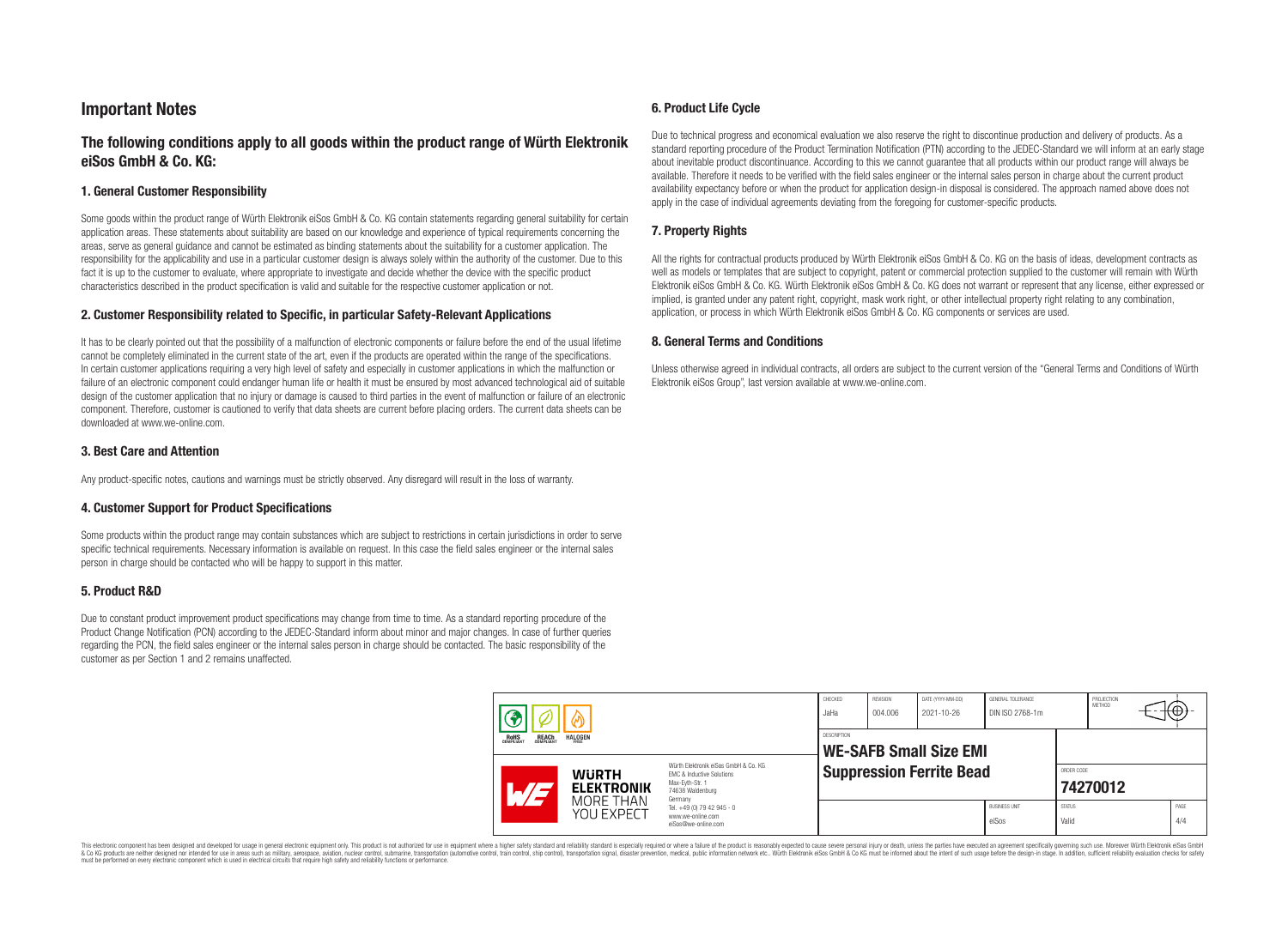# Important Notes

## The following conditions apply to all goods within the product range of Würth Elektronik eiSos GmbH & Co. KG:

### 1. General Customer Responsibility

Some goods within the product range of Würth Elektronik eiSos GmbH & Co. KG contain statements regarding general suitability for certain application areas. These statements about suitability are based on our knowledge and experience of typical requirements concerning the areas, serve as general guidance and cannot be estimated as binding statements about the suitability for a customer application. The responsibility for the applicability and use in a particular customer design is always solely within the authority of the customer. Due to this fact it is up to the customer to evaluate, where appropriate to investigate and decide whether the device with the specific product characteristics described in the product specification is valid and suitable for the respective customer application or not.

### 2. Customer Responsibility related to Specific, in particular Safety-Relevant Applications

It has to be clearly pointed out that the possibility of a malfunction of electronic components or failure before the end of the usual lifetime cannot be completely eliminated in the current state of the art, even if the products are operated within the range of the specifications. In certain customer applications requiring a very high level of safety and especially in customer applications in which the malfunction or failure of an electronic component could endanger human life or health it must be ensured by most advanced technological aid of suitable design of the customer application that no injury or damage is caused to third parties in the event of malfunction or failure of an electronic component. Therefore, customer is cautioned to verify that data sheets are current before placing orders. The current data sheets can be downloaded at www.we-online.com.

### 3. Best Care and Attention

Any product-specific notes, cautions and warnings must be strictly observed. Any disregard will result in the loss of warranty.

### 4. Customer Support for Product Specifications

Some products within the product range may contain substances which are subject to restrictions in certain jurisdictions in order to serve specific technical requirements. Necessary information is available on request. In this case the field sales engineer or the internal sales person in charge should be contacted who will be happy to support in this matter.

### 5. Product R&D

Due to constant product improvement product specifications may change from time to time. As a standard reporting procedure of the Product Change Notification (PCN) according to the JEDEC-Standard inform about minor and major changes. In case of further queries regarding the PCN, the field sales engineer or the internal sales person in charge should be contacted. The basic responsibility of the customer as per Section 1 and 2 remains unaffected.

### 6. Product Life Cycle

Due to technical progress and economical evaluation we also reserve the right to discontinue production and delivery of products. As a standard reporting procedure of the Product Termination Notification (PTN) according to the JEDEC-Standard we will inform at an early stage about inevitable product discontinuance. According to this we cannot guarantee that all products within our product range will always be available. Therefore it needs to be verified with the field sales engineer or the internal sales person in charge about the current product availability expectancy before or when the product for application design-in disposal is considered. The approach named above does not apply in the case of individual agreements deviating from the foregoing for customer-specific products.

### 7. Property Rights

All the rights for contractual products produced by Würth Elektronik eiSos GmbH & Co. KG on the basis of ideas, development contracts as well as models or templates that are subject to copyright, patent or commercial protection supplied to the customer will remain with Würth Elektronik eiSos GmbH & Co. KG. Würth Elektronik eiSos GmbH & Co. KG does not warrant or represent that any license, either expressed or implied, is granted under any patent right, copyright, mask work right, or other intellectual property right relating to any combination, application, or process in which Würth Elektronik eiSos GmbH & Co. KG components or services are used.

### 8. General Terms and Conditions

Unless otherwise agreed in individual contracts, all orders are subject to the current version of the "General Terms and Conditions of Würth Elektronik eiSos Group", last version available at www.we-online.com.

| | | | | | | |
|---|---|---|---|---|---|---|
| CHECKED JaHa | REVISION 004.006 | DATE (YYYY-MM-DD) 2021-10-26 | GENERAL TOLERANCE DIN ISO 2768-1m | | PROJECTION METHOD | |
| DESCRIPTION **WE-SAFB Small Size EMI Suppression Ferrite Bead** | | | | ORDER CODE **74270012** | | |
| | | | BUSINESS UNIT eiSos | STATUS Valid | | PAGE 4/4 |

Würth Elektronik eiSos GmbH & Co. KG
EMC & Inductive Solutions
Max-Eyth-Str. 1
74638 Waldenburg
Germany
Tel. +49 (0) 79 42 945 - 0
www.we-online.com
eiSos@we-online.com

This electronic component has been designed and developed for usage in general electronic equipment only. This product is not authorized for use in equipment where a higher safety standard and reliability standard is especially required or where a failure of the product is reasonably expected to cause severe personal injury or death, unless the parties have executed an agreement specifically governing such use. Moreover Würth Elektronik eiSos GmbH & Co KG products are neither designed nor intended for use in areas such as military, aerospace, aviation, nuclear control, submarine, transportation (automotive control, train control, ship control), transportation signal, disaster prevention, medical, public information network etc.. Würth Elektronik eiSos GmbH & Co KG must be informed about the intent of such usage before the design-in stage. In addition, sufficient reliability evaluation checks for safety must be performed on every electronic component which is used in electrical circuits that require high safety and reliability functions or performance.